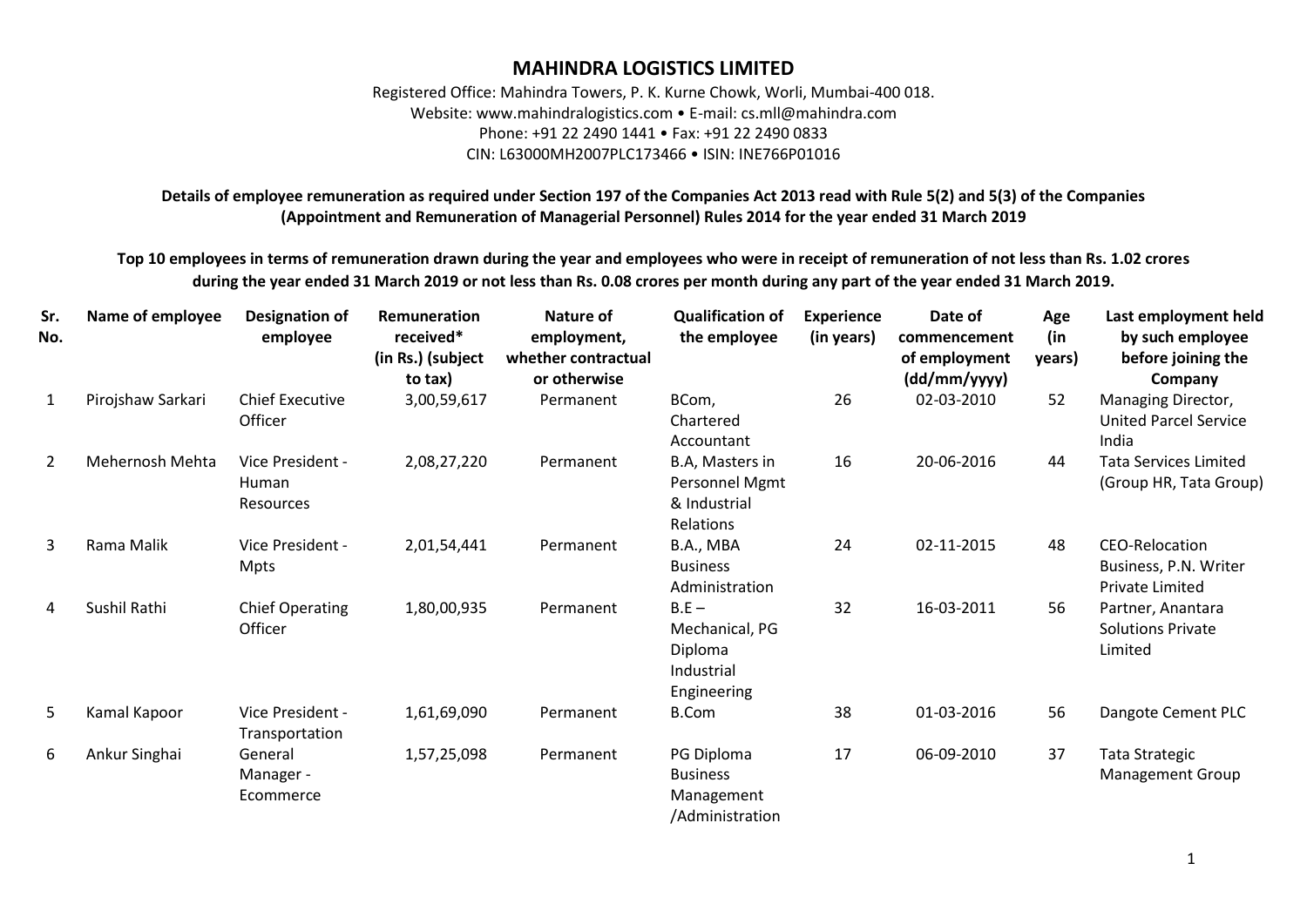# MAHINDRA LOGISTICS LIMITED

Registered Office: Mahindra Towers, P. K. Kurne Chowk, Worli, Mumbai-400 018.
Website: www.mahindralogistics.com • E-mail: cs.mll@mahindra.com
Phone: +91 22 2490 1441 • Fax: +91 22 2490 0833
CIN: L63000MH2007PLC173466 • ISIN: INE766P01016

**Details of employee remuneration as required under Section 197 of the Companies Act 2013 read with Rule 5(2) and 5(3) of the Companies (Appointment and Remuneration of Managerial Personnel) Rules 2014 for the year ended 31 March 2019**

**Top 10 employees in terms of remuneration drawn during the year and employees who were in receipt of remuneration of not less than Rs. 1.02 crores during the year ended 31 March 2019 or not less than Rs. 0.08 crores per month during any part of the year ended 31 March 2019.**

| Sr. No. | Name of employee | Designation of employee | Remuneration received* (in Rs.) (subject to tax) | Nature of employment, whether contractual or otherwise | Qualification of the employee | Experience (in years) | Date of commencement of employment (dd/mm/yyyy) | Age (in years) | Last employment held by such employee before joining the Company |
|---|---|---|---|---|---|---|---|---|---|
| 1 | Pirojshaw Sarkari | Chief Executive Officer | 3,00,59,617 | Permanent | BCom, Chartered Accountant | 26 | 02-03-2010 | 52 | Managing Director, United Parcel Service India |
| 2 | Mehernosh Mehta | Vice President - Human Resources | 2,08,27,220 | Permanent | B.A, Masters in Personnel Mgmt & Industrial Relations | 16 | 20-06-2016 | 44 | Tata Services Limited (Group HR, Tata Group) |
| 3 | Rama Malik | Vice President - Mpts | 2,01,54,441 | Permanent | B.A., MBA Business Administration | 24 | 02-11-2015 | 48 | CEO-Relocation Business, P.N. Writer Private Limited |
| 4 | Sushil Rathi | Chief Operating Officer | 1,80,00,935 | Permanent | B.E – Mechanical, PG Diploma Industrial Engineering | 32 | 16-03-2011 | 56 | Partner, Anantara Solutions Private Limited |
| 5 | Kamal Kapoor | Vice President - Transportation | 1,61,69,090 | Permanent | B.Com | 38 | 01-03-2016 | 56 | Dangote Cement PLC |
| 6 | Ankur Singhai | General Manager - Ecommerce | 1,57,25,098 | Permanent | PG Diploma Business Management /Administration | 17 | 06-09-2010 | 37 | Tata Strategic Management Group |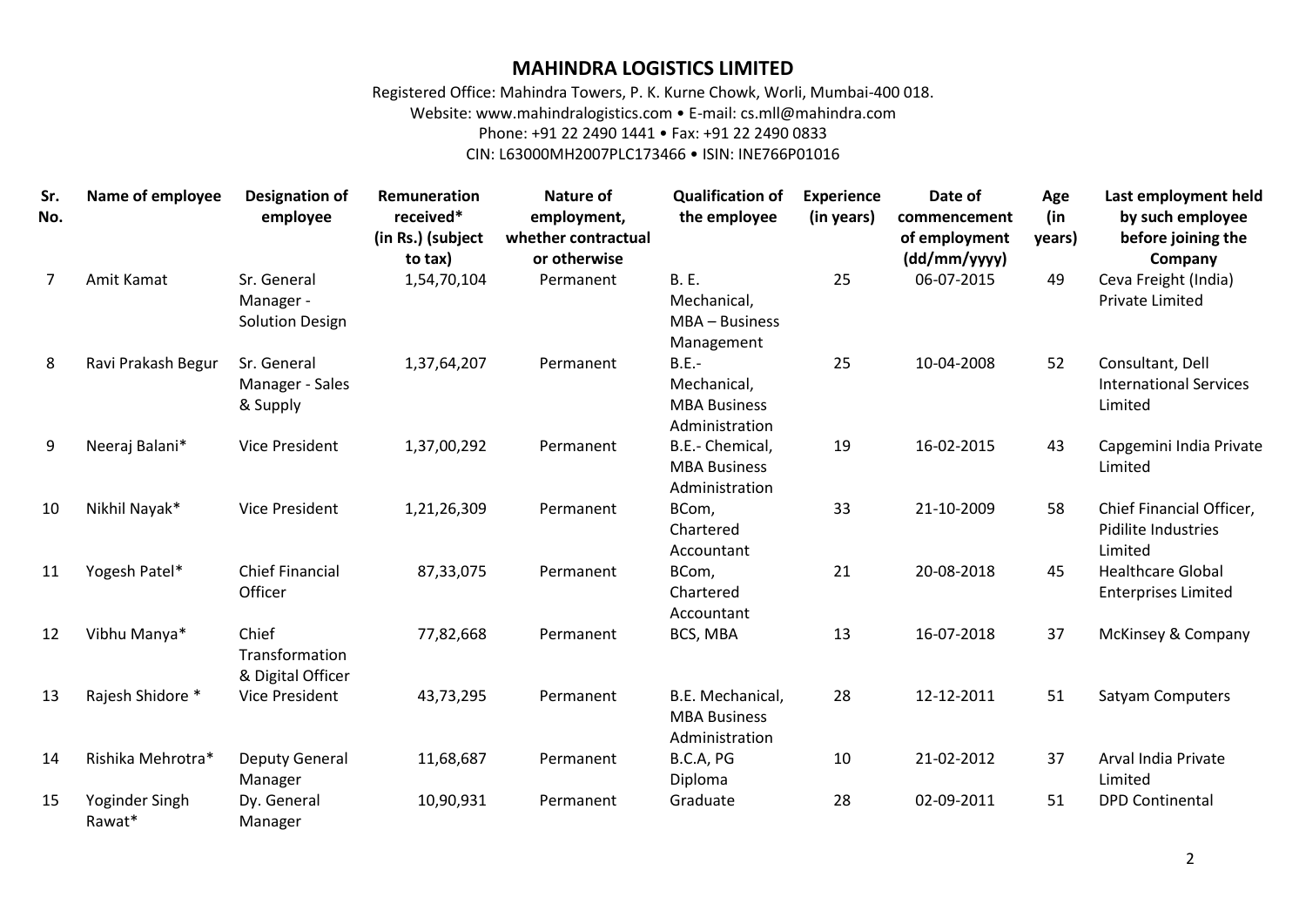# MAHINDRA LOGISTICS LIMITED

Registered Office: Mahindra Towers, P. K. Kurne Chowk, Worli, Mumbai-400 018.
Website: www.mahindralogistics.com • E-mail: cs.mll@mahindra.com
Phone: +91 22 2490 1441 • Fax: +91 22 2490 0833
CIN: L63000MH2007PLC173466 • ISIN: INE766P01016

| Sr. No. | Name of employee | Designation of employee | Remuneration received* (in Rs.) (subject to tax) | Nature of employment, whether contractual or otherwise | Qualification of the employee | Experience (in years) | Date of commencement of employment (dd/mm/yyyy) | Age (in years) | Last employment held by such employee before joining the Company |
|---|---|---|---|---|---|---|---|---|---|
| 7 | Amit Kamat | Sr. General Manager - Solution Design | 1,54,70,104 | Permanent | B. E. Mechanical, MBA – Business Management | 25 | 06-07-2015 | 49 | Ceva Freight (India) Private Limited |
| 8 | Ravi Prakash Begur | Sr. General Manager - Sales & Supply | 1,37,64,207 | Permanent | B.E.- Mechanical, MBA Business Administration | 25 | 10-04-2008 | 52 | Consultant, Dell International Services Limited |
| 9 | Neeraj Balani* | Vice President | 1,37,00,292 | Permanent | B.E.- Chemical, MBA Business Administration | 19 | 16-02-2015 | 43 | Capgemini India Private Limited |
| 10 | Nikhil Nayak* | Vice President | 1,21,26,309 | Permanent | BCom, Chartered Accountant | 33 | 21-10-2009 | 58 | Chief Financial Officer, Pidilite Industries Limited |
| 11 | Yogesh Patel* | Chief Financial Officer | 87,33,075 | Permanent | BCom, Chartered Accountant | 21 | 20-08-2018 | 45 | Healthcare Global Enterprises Limited |
| 12 | Vibhu Manya* | Chief Transformation & Digital Officer | 77,82,668 | Permanent | BCS, MBA | 13 | 16-07-2018 | 37 | McKinsey & Company |
| 13 | Rajesh Shidore * | Vice President | 43,73,295 | Permanent | B.E. Mechanical, MBA Business Administration | 28 | 12-12-2011 | 51 | Satyam Computers |
| 14 | Rishika Mehrotra* | Deputy General Manager | 11,68,687 | Permanent | B.C.A, PG Diploma | 10 | 21-02-2012 | 37 | Arval India Private Limited |
| 15 | Yoginder Singh Rawat* | Dy. General Manager | 10,90,931 | Permanent | Graduate | 28 | 02-09-2011 | 51 | DPD Continental |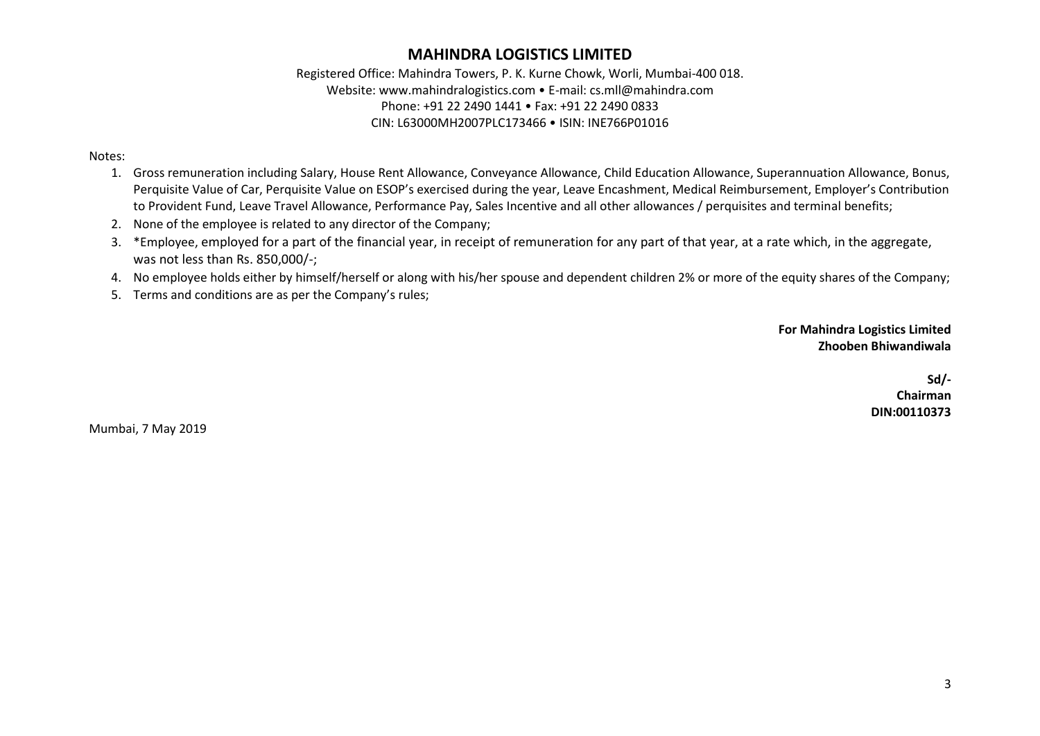# MAHINDRA LOGISTICS LIMITED

Registered Office: Mahindra Towers, P. K. Kurne Chowk, Worli, Mumbai-400 018.
Website: www.mahindralogistics.com • E-mail: cs.mll@mahindra.com
Phone: +91 22 2490 1441 • Fax: +91 22 2490 0833
CIN: L63000MH2007PLC173466 • ISIN: INE766P01016

Notes:

1. Gross remuneration including Salary, House Rent Allowance, Conveyance Allowance, Child Education Allowance, Superannuation Allowance, Bonus, Perquisite Value of Car, Perquisite Value on ESOP's exercised during the year, Leave Encashment, Medical Reimbursement, Employer's Contribution to Provident Fund, Leave Travel Allowance, Performance Pay, Sales Incentive and all other allowances / perquisites and terminal benefits;
2. None of the employee is related to any director of the Company;
3. *Employee, employed for a part of the financial year, in receipt of remuneration for any part of that year, at a rate which, in the aggregate, was not less than Rs. 850,000/-;
4. No employee holds either by himself/herself or along with his/her spouse and dependent children 2% or more of the equity shares of the Company;
5. Terms and conditions are as per the Company's rules;

**For Mahindra Logistics Limited**
**Zhooben Bhiwandiwala**

**Sd/-**
**Chairman**
**DIN:00110373**

Mumbai, 7 May 2019